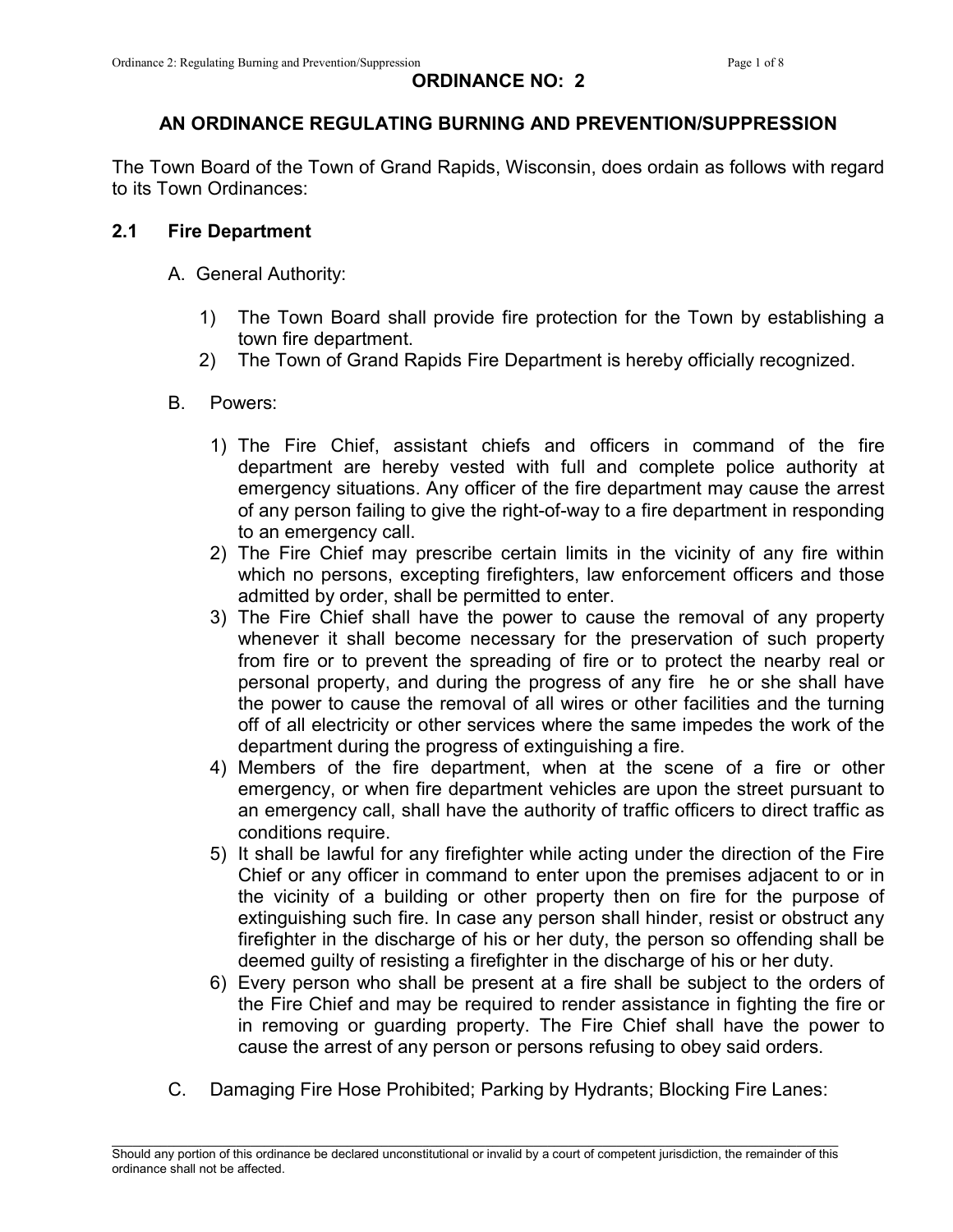# ORDINANCE NO: 2

## AN ORDINANCE REGULATING BURNING AND PREVENTION/SUPPRESSION

The Town Board of the Town of Grand Rapids, Wisconsin, does ordain as follows with regard to its Town Ordinances:

### 2.1 Fire Department

A. General Authority:

1) The Town Board shall provide fire protection for the Town by establishing a town fire department.
2) The Town of Grand Rapids Fire Department is hereby officially recognized.

B. Powers:

1) The Fire Chief, assistant chiefs and officers in command of the fire department are hereby vested with full and complete police authority at emergency situations. Any officer of the fire department may cause the arrest of any person failing to give the right-of-way to a fire department in responding to an emergency call.
2) The Fire Chief may prescribe certain limits in the vicinity of any fire within which no persons, excepting firefighters, law enforcement officers and those admitted by order, shall be permitted to enter.
3) The Fire Chief shall have the power to cause the removal of any property whenever it shall become necessary for the preservation of such property from fire or to prevent the spreading of fire or to protect the nearby real or personal property, and during the progress of any fire he or she shall have the power to cause the removal of all wires or other facilities and the turning off of all electricity or other services where the same impedes the work of the department during the progress of extinguishing a fire.
4) Members of the fire department, when at the scene of a fire or other emergency, or when fire department vehicles are upon the street pursuant to an emergency call, shall have the authority of traffic officers to direct traffic as conditions require.
5) It shall be lawful for any firefighter while acting under the direction of the Fire Chief or any officer in command to enter upon the premises adjacent to or in the vicinity of a building or other property then on fire for the purpose of extinguishing such fire. In case any person shall hinder, resist or obstruct any firefighter in the discharge of his or her duty, the person so offending shall be deemed guilty of resisting a firefighter in the discharge of his or her duty.
6) Every person who shall be present at a fire shall be subject to the orders of the Fire Chief and may be required to render assistance in fighting the fire or in removing or guarding property. The Fire Chief shall have the power to cause the arrest of any person or persons refusing to obey said orders.

C. Damaging Fire Hose Prohibited; Parking by Hydrants; Blocking Fire Lanes:

Should any portion of this ordinance be declared unconstitutional or invalid by a court of competent jurisdiction, the remainder of this ordinance shall not be affected.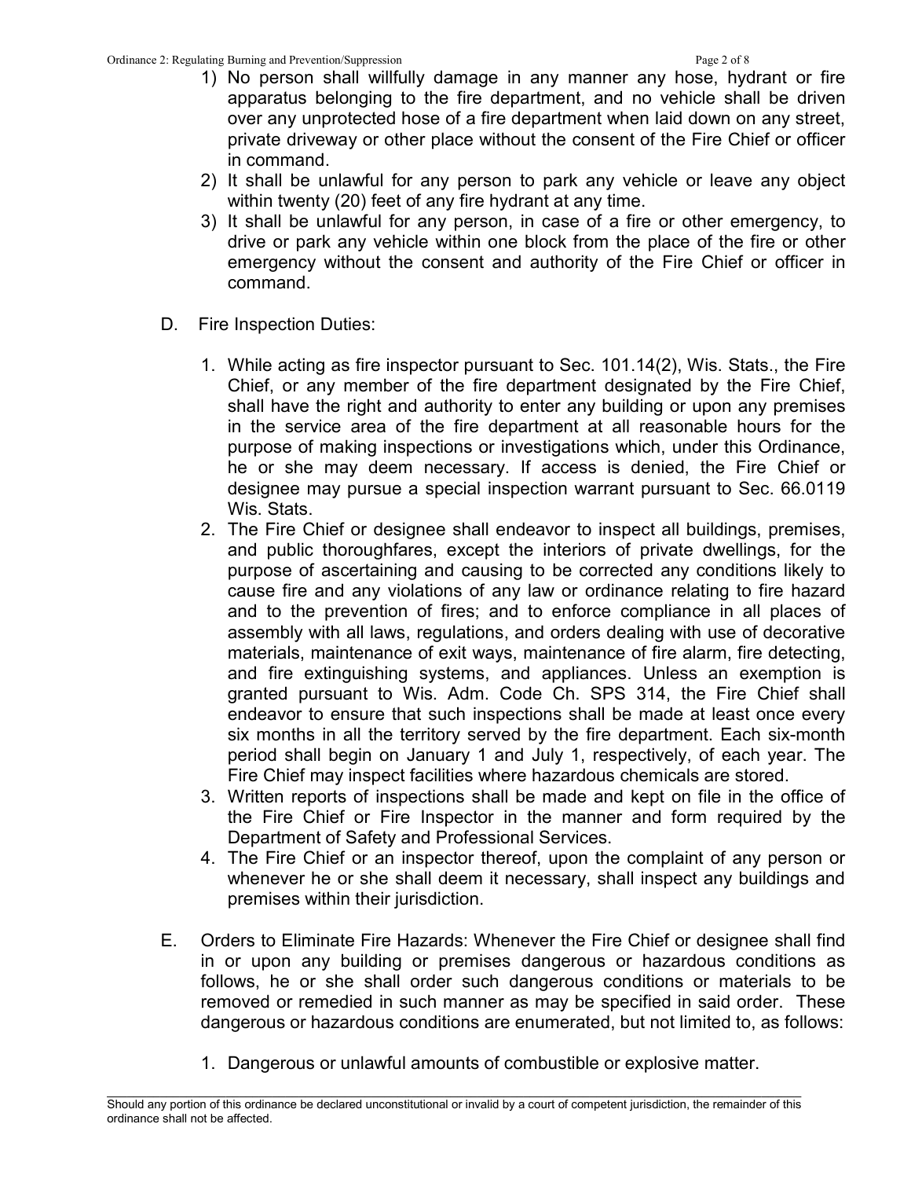1) No person shall willfully damage in any manner any hose, hydrant or fire apparatus belonging to the fire department, and no vehicle shall be driven over any unprotected hose of a fire department when laid down on any street, private driveway or other place without the consent of the Fire Chief or officer in command.
2) It shall be unlawful for any person to park any vehicle or leave any object within twenty (20) feet of any fire hydrant at any time.
3) It shall be unlawful for any person, in case of a fire or other emergency, to drive or park any vehicle within one block from the place of the fire or other emergency without the consent and authority of the Fire Chief or officer in command.

D. Fire Inspection Duties:

1. While acting as fire inspector pursuant to Sec. 101.14(2), Wis. Stats., the Fire Chief, or any member of the fire department designated by the Fire Chief, shall have the right and authority to enter any building or upon any premises in the service area of the fire department at all reasonable hours for the purpose of making inspections or investigations which, under this Ordinance, he or she may deem necessary. If access is denied, the Fire Chief or designee may pursue a special inspection warrant pursuant to Sec. 66.0119 Wis. Stats.
2. The Fire Chief or designee shall endeavor to inspect all buildings, premises, and public thoroughfares, except the interiors of private dwellings, for the purpose of ascertaining and causing to be corrected any conditions likely to cause fire and any violations of any law or ordinance relating to fire hazard and to the prevention of fires; and to enforce compliance in all places of assembly with all laws, regulations, and orders dealing with use of decorative materials, maintenance of exit ways, maintenance of fire alarm, fire detecting, and fire extinguishing systems, and appliances. Unless an exemption is granted pursuant to Wis. Adm. Code Ch. SPS 314, the Fire Chief shall endeavor to ensure that such inspections shall be made at least once every six months in all the territory served by the fire department. Each six-month period shall begin on January 1 and July 1, respectively, of each year. The Fire Chief may inspect facilities where hazardous chemicals are stored.
3. Written reports of inspections shall be made and kept on file in the office of the Fire Chief or Fire Inspector in the manner and form required by the Department of Safety and Professional Services.
4. The Fire Chief or an inspector thereof, upon the complaint of any person or whenever he or she shall deem it necessary, shall inspect any buildings and premises within their jurisdiction.

E. Orders to Eliminate Fire Hazards: Whenever the Fire Chief or designee shall find in or upon any building or premises dangerous or hazardous conditions as follows, he or she shall order such dangerous conditions or materials to be removed or remedied in such manner as may be specified in said order. These dangerous or hazardous conditions are enumerated, but not limited to, as follows:

1. Dangerous or unlawful amounts of combustible or explosive matter.

Should any portion of this ordinance be declared unconstitutional or invalid by a court of competent jurisdiction, the remainder of this ordinance shall not be affected.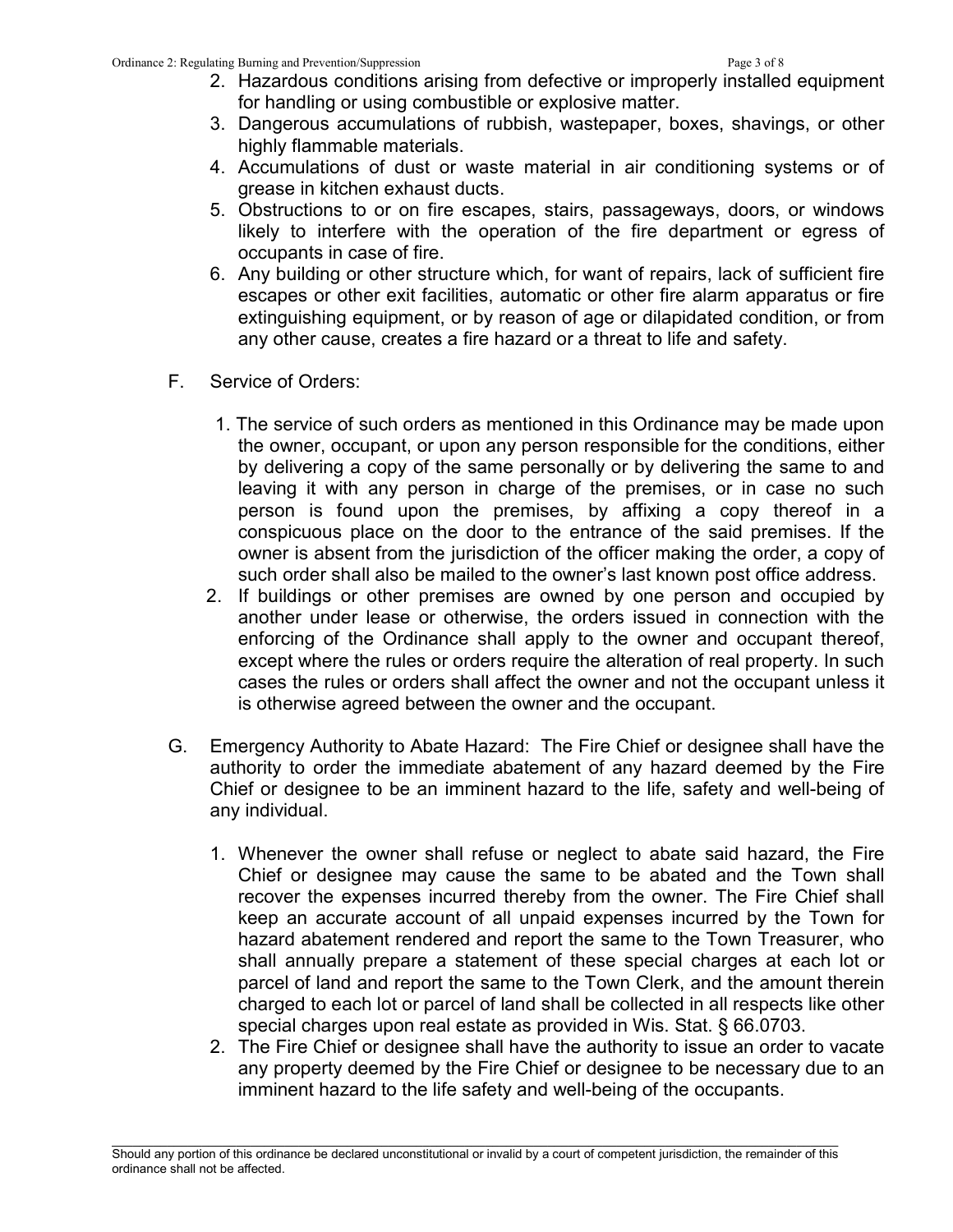2. Hazardous conditions arising from defective or improperly installed equipment for handling or using combustible or explosive matter.
3. Dangerous accumulations of rubbish, wastepaper, boxes, shavings, or other highly flammable materials.
4. Accumulations of dust or waste material in air conditioning systems or of grease in kitchen exhaust ducts.
5. Obstructions to or on fire escapes, stairs, passageways, doors, or windows likely to interfere with the operation of the fire department or egress of occupants in case of fire.
6. Any building or other structure which, for want of repairs, lack of sufficient fire escapes or other exit facilities, automatic or other fire alarm apparatus or fire extinguishing equipment, or by reason of age or dilapidated condition, or from any other cause, creates a fire hazard or a threat to life and safety.

F. Service of Orders:

1. The service of such orders as mentioned in this Ordinance may be made upon the owner, occupant, or upon any person responsible for the conditions, either by delivering a copy of the same personally or by delivering the same to and leaving it with any person in charge of the premises, or in case no such person is found upon the premises, by affixing a copy thereof in a conspicuous place on the door to the entrance of the said premises. If the owner is absent from the jurisdiction of the officer making the order, a copy of such order shall also be mailed to the owner's last known post office address.
2. If buildings or other premises are owned by one person and occupied by another under lease or otherwise, the orders issued in connection with the enforcing of the Ordinance shall apply to the owner and occupant thereof, except where the rules or orders require the alteration of real property. In such cases the rules or orders shall affect the owner and not the occupant unless it is otherwise agreed between the owner and the occupant.

G. Emergency Authority to Abate Hazard: The Fire Chief or designee shall have the authority to order the immediate abatement of any hazard deemed by the Fire Chief or designee to be an imminent hazard to the life, safety and well-being of any individual.

1. Whenever the owner shall refuse or neglect to abate said hazard, the Fire Chief or designee may cause the same to be abated and the Town shall recover the expenses incurred thereby from the owner. The Fire Chief shall keep an accurate account of all unpaid expenses incurred by the Town for hazard abatement rendered and report the same to the Town Treasurer, who shall annually prepare a statement of these special charges at each lot or parcel of land and report the same to the Town Clerk, and the amount therein charged to each lot or parcel of land shall be collected in all respects like other special charges upon real estate as provided in Wis. Stat. § 66.0703.
2. The Fire Chief or designee shall have the authority to issue an order to vacate any property deemed by the Fire Chief or designee to be necessary due to an imminent hazard to the life safety and well-being of the occupants.

Should any portion of this ordinance be declared unconstitutional or invalid by a court of competent jurisdiction, the remainder of this ordinance shall not be affected.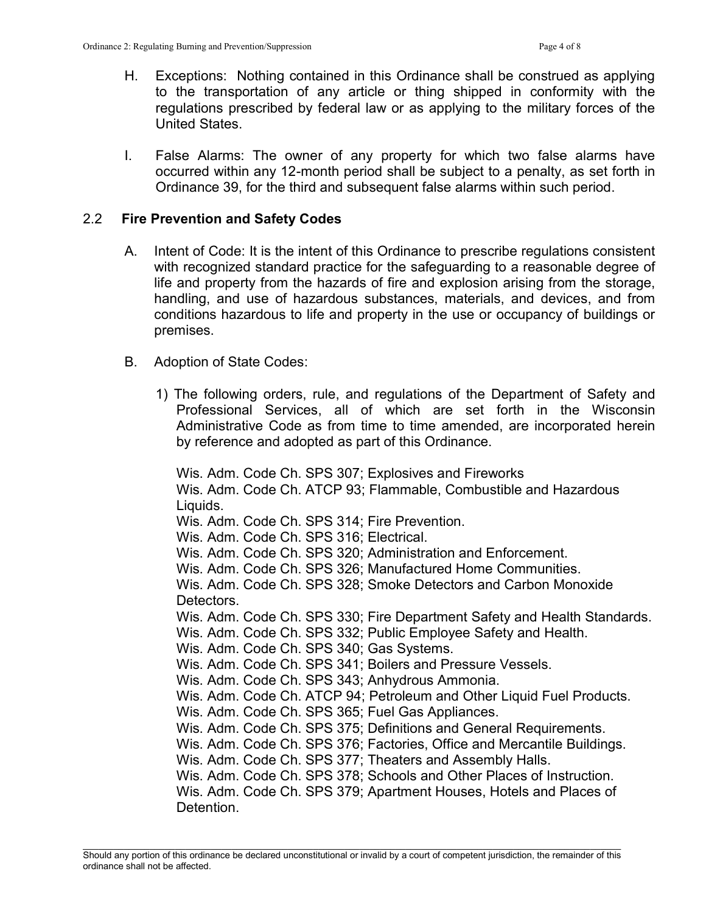H. Exceptions: Nothing contained in this Ordinance shall be construed as applying to the transportation of any article or thing shipped in conformity with the regulations prescribed by federal law or as applying to the military forces of the United States.

I. False Alarms: The owner of any property for which two false alarms have occurred within any 12-month period shall be subject to a penalty, as set forth in Ordinance 39, for the third and subsequent false alarms within such period.

## 2.2 Fire Prevention and Safety Codes

A. Intent of Code: It is the intent of this Ordinance to prescribe regulations consistent with recognized standard practice for the safeguarding to a reasonable degree of life and property from the hazards of fire and explosion arising from the storage, handling, and use of hazardous substances, materials, and devices, and from conditions hazardous to life and property in the use or occupancy of buildings or premises.

B. Adoption of State Codes:

1) The following orders, rule, and regulations of the Department of Safety and Professional Services, all of which are set forth in the Wisconsin Administrative Code as from time to time amended, are incorporated herein by reference and adopted as part of this Ordinance.

Wis. Adm. Code Ch. SPS 307; Explosives and Fireworks
Wis. Adm. Code Ch. ATCP 93; Flammable, Combustible and Hazardous Liquids.
Wis. Adm. Code Ch. SPS 314; Fire Prevention.
Wis. Adm. Code Ch. SPS 316; Electrical.
Wis. Adm. Code Ch. SPS 320; Administration and Enforcement.
Wis. Adm. Code Ch. SPS 326; Manufactured Home Communities.
Wis. Adm. Code Ch. SPS 328; Smoke Detectors and Carbon Monoxide Detectors.
Wis. Adm. Code Ch. SPS 330; Fire Department Safety and Health Standards.
Wis. Adm. Code Ch. SPS 332; Public Employee Safety and Health.
Wis. Adm. Code Ch. SPS 340; Gas Systems.
Wis. Adm. Code Ch. SPS 341; Boilers and Pressure Vessels.
Wis. Adm. Code Ch. SPS 343; Anhydrous Ammonia.
Wis. Adm. Code Ch. ATCP 94; Petroleum and Other Liquid Fuel Products.
Wis. Adm. Code Ch. SPS 365; Fuel Gas Appliances.
Wis. Adm. Code Ch. SPS 375; Definitions and General Requirements.
Wis. Adm. Code Ch. SPS 376; Factories, Office and Mercantile Buildings.
Wis. Adm. Code Ch. SPS 377; Theaters and Assembly Halls.
Wis. Adm. Code Ch. SPS 378; Schools and Other Places of Instruction.
Wis. Adm. Code Ch. SPS 379; Apartment Houses, Hotels and Places of Detention.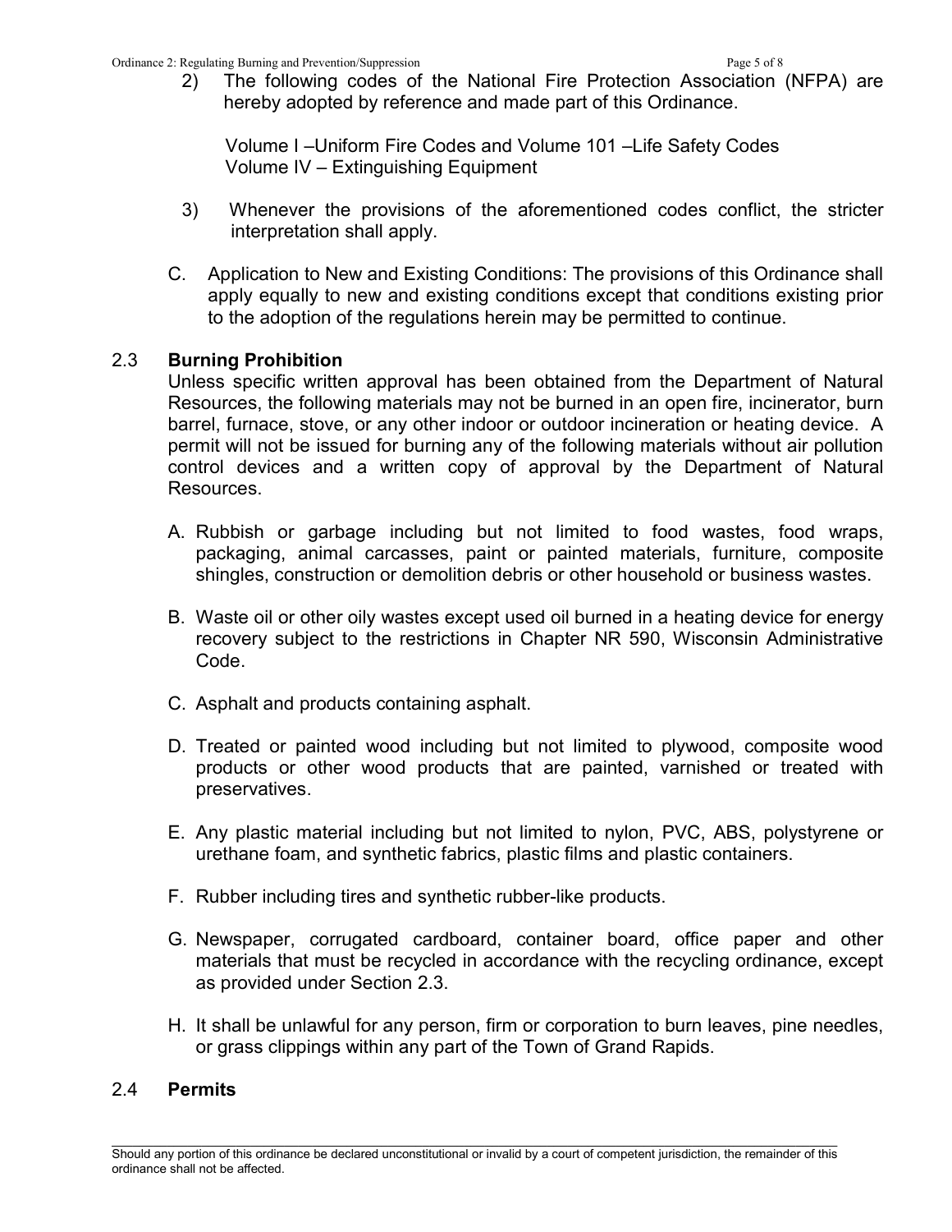2) The following codes of the National Fire Protection Association (NFPA) are hereby adopted by reference and made part of this Ordinance.

   Volume I –Uniform Fire Codes and Volume 101 –Life Safety Codes
   Volume IV – Extinguishing Equipment

3) Whenever the provisions of the aforementioned codes conflict, the stricter interpretation shall apply.

C. Application to New and Existing Conditions: The provisions of this Ordinance shall apply equally to new and existing conditions except that conditions existing prior to the adoption of the regulations herein may be permitted to continue.

## 2.3 **Burning Prohibition**

Unless specific written approval has been obtained from the Department of Natural Resources, the following materials may not be burned in an open fire, incinerator, burn barrel, furnace, stove, or any other indoor or outdoor incineration or heating device. A permit will not be issued for burning any of the following materials without air pollution control devices and a written copy of approval by the Department of Natural Resources.

A. Rubbish or garbage including but not limited to food wastes, food wraps, packaging, animal carcasses, paint or painted materials, furniture, composite shingles, construction or demolition debris or other household or business wastes.

B. Waste oil or other oily wastes except used oil burned in a heating device for energy recovery subject to the restrictions in Chapter NR 590, Wisconsin Administrative Code.

C. Asphalt and products containing asphalt.

D. Treated or painted wood including but not limited to plywood, composite wood products or other wood products that are painted, varnished or treated with preservatives.

E. Any plastic material including but not limited to nylon, PVC, ABS, polystyrene or urethane foam, and synthetic fabrics, plastic films and plastic containers.

F. Rubber including tires and synthetic rubber-like products.

G. Newspaper, corrugated cardboard, container board, office paper and other materials that must be recycled in accordance with the recycling ordinance, except as provided under Section 2.3.

H. It shall be unlawful for any person, firm or corporation to burn leaves, pine needles, or grass clippings within any part of the Town of Grand Rapids.

## 2.4 **Permits**

Should any portion of this ordinance be declared unconstitutional or invalid by a court of competent jurisdiction, the remainder of this ordinance shall not be affected.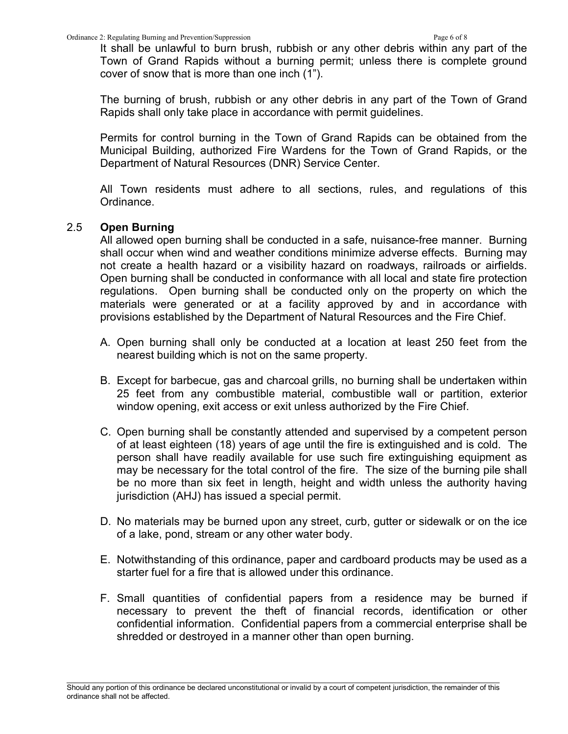It shall be unlawful to burn brush, rubbish or any other debris within any part of the Town of Grand Rapids without a burning permit; unless there is complete ground cover of snow that is more than one inch (1").

The burning of brush, rubbish or any other debris in any part of the Town of Grand Rapids shall only take place in accordance with permit guidelines.

Permits for control burning in the Town of Grand Rapids can be obtained from the Municipal Building, authorized Fire Wardens for the Town of Grand Rapids, or the Department of Natural Resources (DNR) Service Center.

All Town residents must adhere to all sections, rules, and regulations of this Ordinance.

## 2.5 Open Burning

All allowed open burning shall be conducted in a safe, nuisance-free manner. Burning shall occur when wind and weather conditions minimize adverse effects. Burning may not create a health hazard or a visibility hazard on roadways, railroads or airfields. Open burning shall be conducted in conformance with all local and state fire protection regulations. Open burning shall be conducted only on the property on which the materials were generated or at a facility approved by and in accordance with provisions established by the Department of Natural Resources and the Fire Chief.

A. Open burning shall only be conducted at a location at least 250 feet from the nearest building which is not on the same property.

B. Except for barbecue, gas and charcoal grills, no burning shall be undertaken within 25 feet from any combustible material, combustible wall or partition, exterior window opening, exit access or exit unless authorized by the Fire Chief.

C. Open burning shall be constantly attended and supervised by a competent person of at least eighteen (18) years of age until the fire is extinguished and is cold. The person shall have readily available for use such fire extinguishing equipment as may be necessary for the total control of the fire. The size of the burning pile shall be no more than six feet in length, height and width unless the authority having jurisdiction (AHJ) has issued a special permit.

D. No materials may be burned upon any street, curb, gutter or sidewalk or on the ice of a lake, pond, stream or any other water body.

E. Notwithstanding of this ordinance, paper and cardboard products may be used as a starter fuel for a fire that is allowed under this ordinance.

F. Small quantities of confidential papers from a residence may be burned if necessary to prevent the theft of financial records, identification or other confidential information. Confidential papers from a commercial enterprise shall be shredded or destroyed in a manner other than open burning.

Should any portion of this ordinance be declared unconstitutional or invalid by a court of competent jurisdiction, the remainder of this ordinance shall not be affected.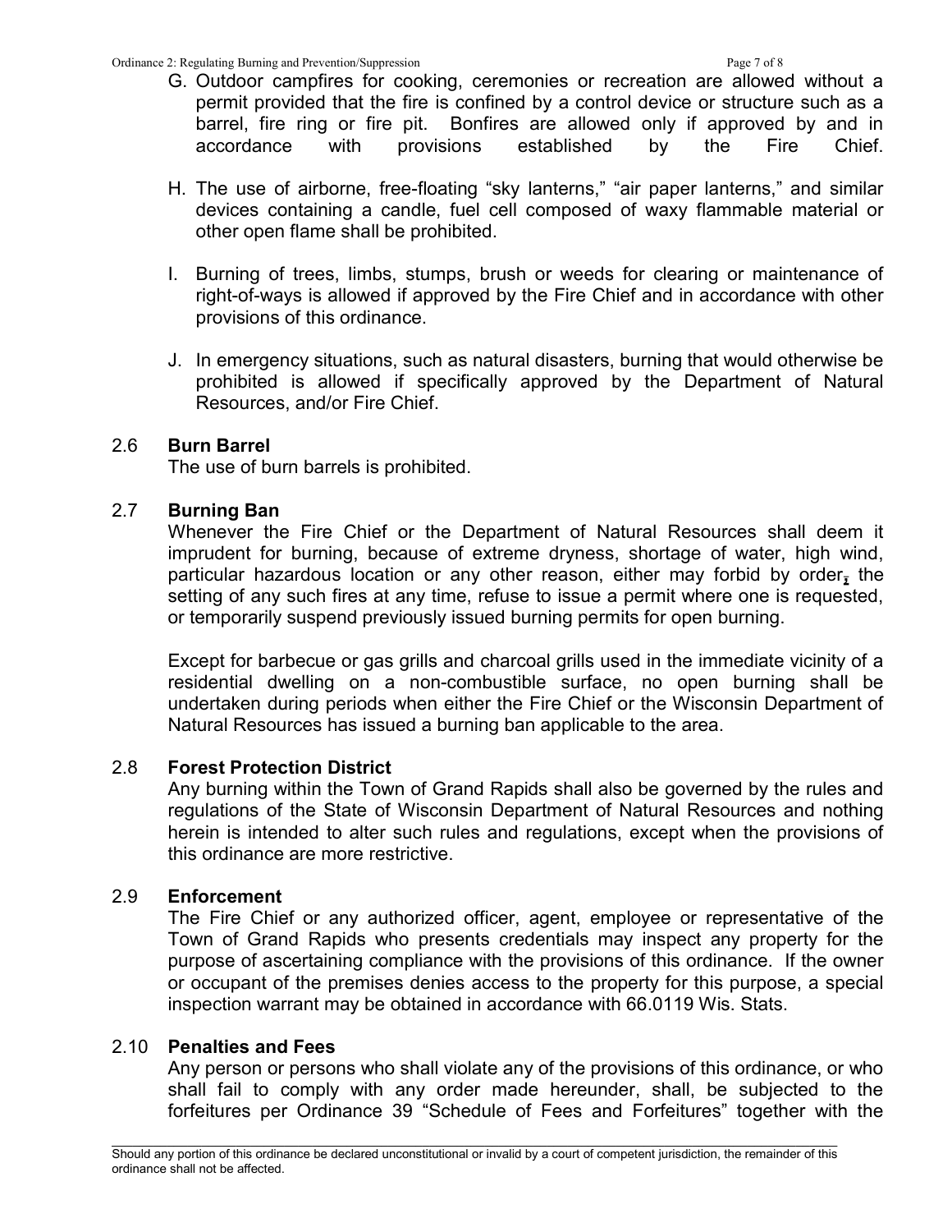G. Outdoor campfires for cooking, ceremonies or recreation are allowed without a permit provided that the fire is confined by a control device or structure such as a barrel, fire ring or fire pit. Bonfires are allowed only if approved by and in accordance with provisions established by the Fire Chief.

H. The use of airborne, free-floating "sky lanterns," "air paper lanterns," and similar devices containing a candle, fuel cell composed of waxy flammable material or other open flame shall be prohibited.

I. Burning of trees, limbs, stumps, brush or weeds for clearing or maintenance of right-of-ways is allowed if approved by the Fire Chief and in accordance with other provisions of this ordinance.

J. In emergency situations, such as natural disasters, burning that would otherwise be prohibited is allowed if specifically approved by the Department of Natural Resources, and/or Fire Chief.

### 2.6 **Burn Barrel**

The use of burn barrels is prohibited.

### 2.7 **Burning Ban**

Whenever the Fire Chief or the Department of Natural Resources shall deem it imprudent for burning, because of extreme dryness, shortage of water, high wind, particular hazardous location or any other reason, either may forbid by order, the setting of any such fires at any time, refuse to issue a permit where one is requested, or temporarily suspend previously issued burning permits for open burning.

Except for barbecue or gas grills and charcoal grills used in the immediate vicinity of a residential dwelling on a non-combustible surface, no open burning shall be undertaken during periods when either the Fire Chief or the Wisconsin Department of Natural Resources has issued a burning ban applicable to the area.

### 2.8 **Forest Protection District**

Any burning within the Town of Grand Rapids shall also be governed by the rules and regulations of the State of Wisconsin Department of Natural Resources and nothing herein is intended to alter such rules and regulations, except when the provisions of this ordinance are more restrictive.

### 2.9 **Enforcement**

The Fire Chief or any authorized officer, agent, employee or representative of the Town of Grand Rapids who presents credentials may inspect any property for the purpose of ascertaining compliance with the provisions of this ordinance. If the owner or occupant of the premises denies access to the property for this purpose, a special inspection warrant may be obtained in accordance with 66.0119 Wis. Stats.

### 2.10 **Penalties and Fees**

Any person or persons who shall violate any of the provisions of this ordinance, or who shall fail to comply with any order made hereunder, shall, be subjected to the forfeitures per Ordinance 39 "Schedule of Fees and Forfeitures" together with the

Should any portion of this ordinance be declared unconstitutional or invalid by a court of competent jurisdiction, the remainder of this ordinance shall not be affected.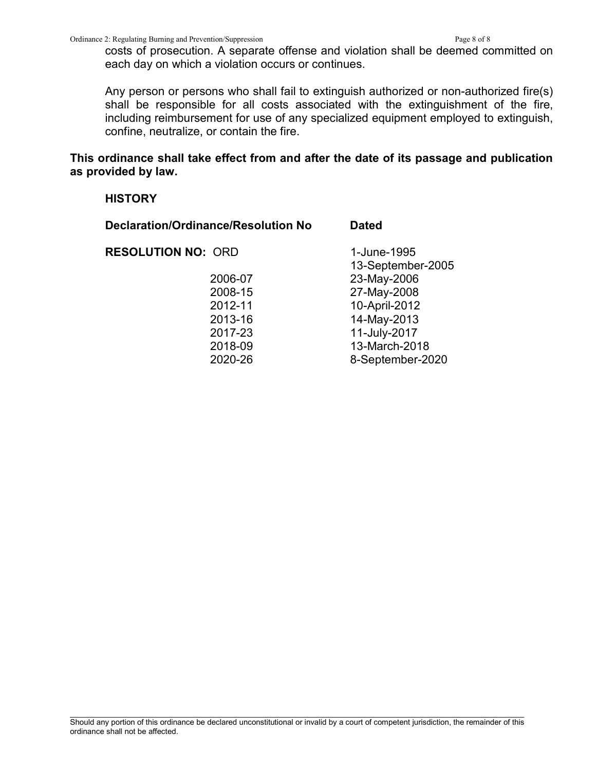costs of prosecution. A separate offense and violation shall be deemed committed on each day on which a violation occurs or continues.

Any person or persons who shall fail to extinguish authorized or non-authorized fire(s) shall be responsible for all costs associated with the extinguishment of the fire, including reimbursement for use of any specialized equipment employed to extinguish, confine, neutralize, or contain the fire.

**This ordinance shall take effect from and after the date of its passage and publication as provided by law.**

**HISTORY**

| Declaration/Ordinance/Resolution No | Dated |
|---|---|
| **RESOLUTION NO:** ORD | 1-June-1995 |
| | 13-September-2005 |
| 2006-07 | 23-May-2006 |
| 2008-15 | 27-May-2008 |
| 2012-11 | 10-April-2012 |
| 2013-16 | 14-May-2013 |
| 2017-23 | 11-July-2017 |
| 2018-09 | 13-March-2018 |
| 2020-26 | 8-September-2020 |

Should any portion of this ordinance be declared unconstitutional or invalid by a court of competent jurisdiction, the remainder of this ordinance shall not be affected.